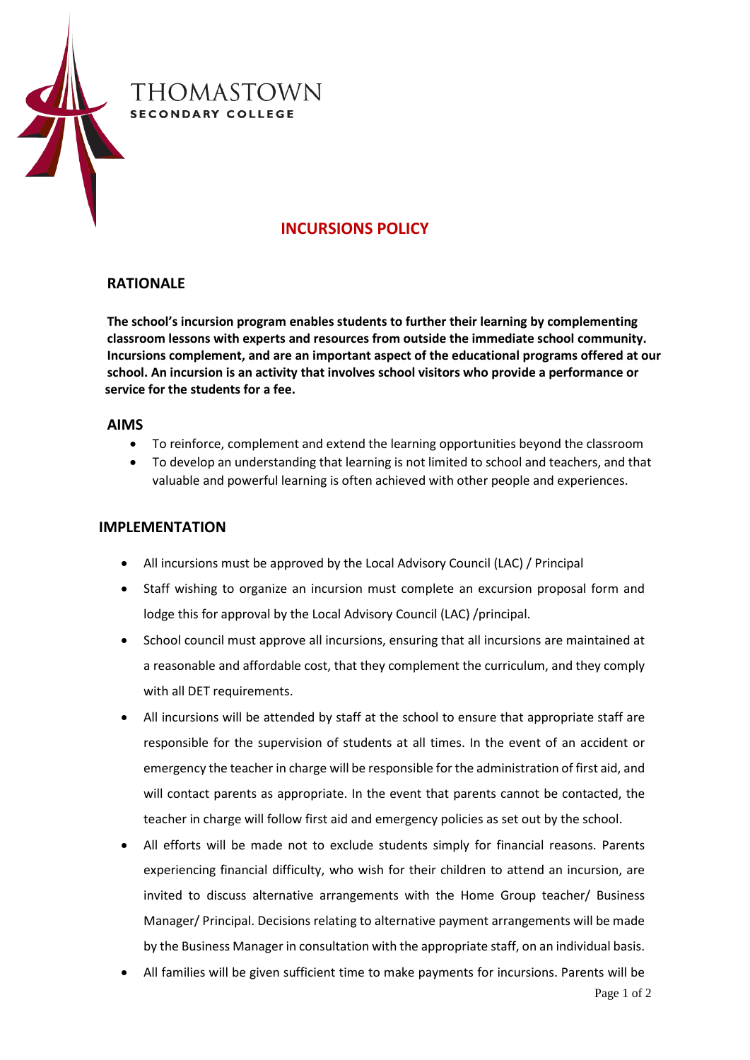# THOMASTOWN
**SECONDARY COLLEGE**

## INCURSIONS POLICY

### RATIONALE

**The school's incursion program enables students to further their learning by complementing classroom lessons with experts and resources from outside the immediate school community. Incursions complement, and are an important aspect of the educational programs offered at our school. An incursion is an activity that involves school visitors who provide a performance or service for the students for a fee.**

### AIMS

- To reinforce, complement and extend the learning opportunities beyond the classroom
- To develop an understanding that learning is not limited to school and teachers, and that valuable and powerful learning is often achieved with other people and experiences.

### IMPLEMENTATION

- All incursions must be approved by the Local Advisory Council (LAC) / Principal
- Staff wishing to organize an incursion must complete an excursion proposal form and lodge this for approval by the Local Advisory Council (LAC) /principal.
- School council must approve all incursions, ensuring that all incursions are maintained at a reasonable and affordable cost, that they complement the curriculum, and they comply with all DET requirements.
- All incursions will be attended by staff at the school to ensure that appropriate staff are responsible for the supervision of students at all times. In the event of an accident or emergency the teacher in charge will be responsible for the administration of first aid, and will contact parents as appropriate. In the event that parents cannot be contacted, the teacher in charge will follow first aid and emergency policies as set out by the school.
- All efforts will be made not to exclude students simply for financial reasons. Parents experiencing financial difficulty, who wish for their children to attend an incursion, are invited to discuss alternative arrangements with the Home Group teacher/ Business Manager/ Principal. Decisions relating to alternative payment arrangements will be made by the Business Manager in consultation with the appropriate staff, on an individual basis.
- All families will be given sufficient time to make payments for incursions. Parents will be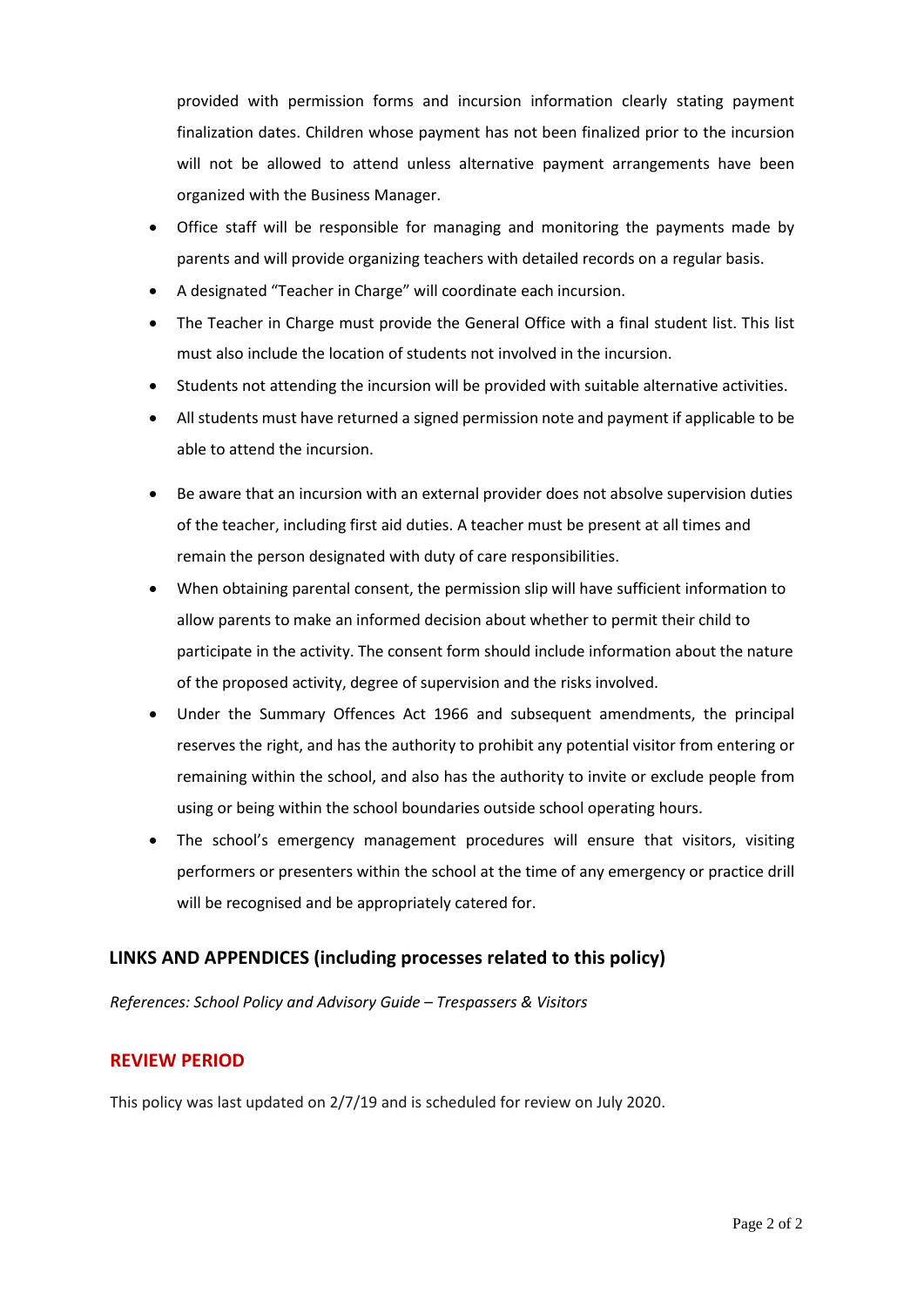provided with permission forms and incursion information clearly stating payment finalization dates. Children whose payment has not been finalized prior to the incursion will not be allowed to attend unless alternative payment arrangements have been organized with the Business Manager.

- Office staff will be responsible for managing and monitoring the payments made by parents and will provide organizing teachers with detailed records on a regular basis.
- A designated "Teacher in Charge" will coordinate each incursion.
- The Teacher in Charge must provide the General Office with a final student list. This list must also include the location of students not involved in the incursion.
- Students not attending the incursion will be provided with suitable alternative activities.
- All students must have returned a signed permission note and payment if applicable to be able to attend the incursion.
- Be aware that an incursion with an external provider does not absolve supervision duties of the teacher, including first aid duties. A teacher must be present at all times and remain the person designated with duty of care responsibilities.
- When obtaining parental consent, the permission slip will have sufficient information to allow parents to make an informed decision about whether to permit their child to participate in the activity. The consent form should include information about the nature of the proposed activity, degree of supervision and the risks involved.
- Under the Summary Offences Act 1966 and subsequent amendments, the principal reserves the right, and has the authority to prohibit any potential visitor from entering or remaining within the school, and also has the authority to invite or exclude people from using or being within the school boundaries outside school operating hours.
- The school's emergency management procedures will ensure that visitors, visiting performers or presenters within the school at the time of any emergency or practice drill will be recognised and be appropriately catered for.

## LINKS AND APPENDICES (including processes related to this policy)

*References: School Policy and Advisory Guide – Trespassers & Visitors*

## REVIEW PERIOD

This policy was last updated on 2/7/19 and is scheduled for review on July 2020.